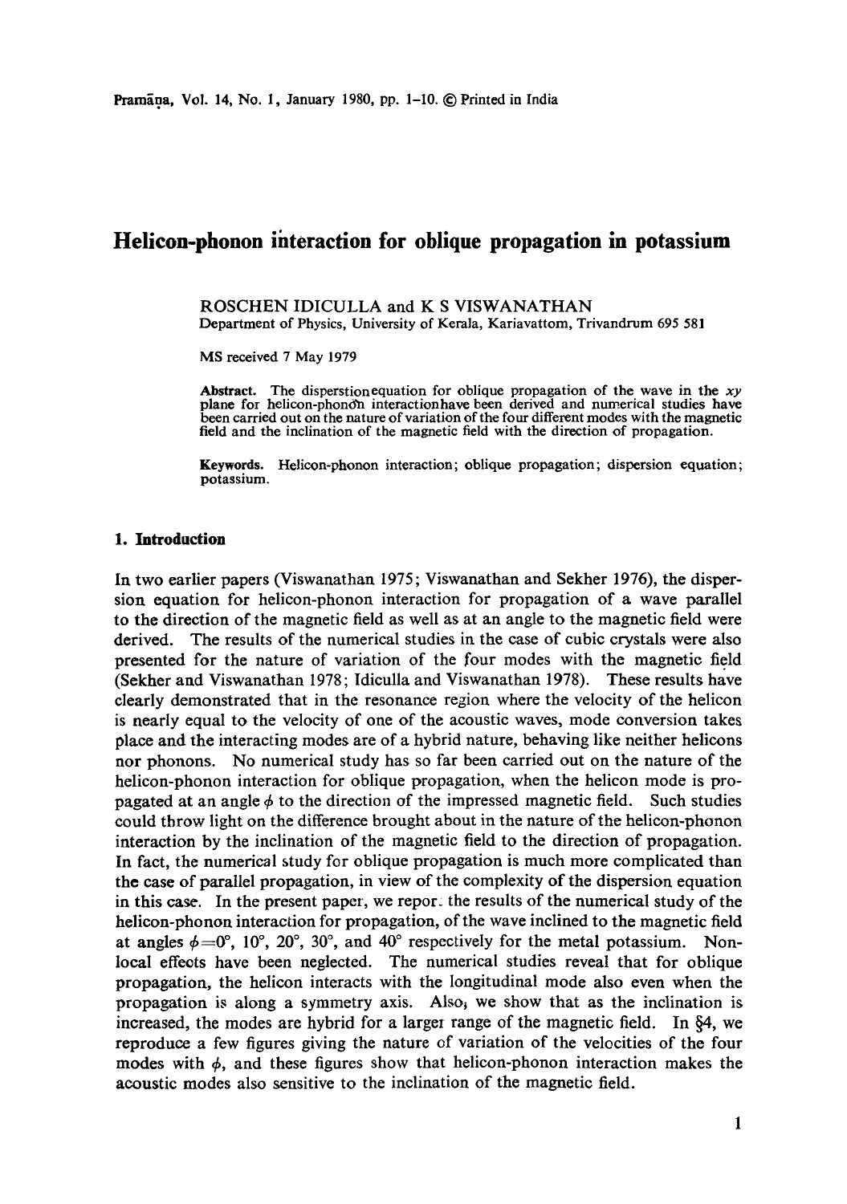# Helicon-phonon interaction for oblique propagation in potassium

ROSCHEN IDICULLA and K S VISWANATHAN

Department of Physics, University of Kerala, Kariavattom, Trivandrum 695 581

MS received 7 May 1979

**Abstract.** The disperstionequation for oblique propagation of the wave in the $xy$ plane for helicon-phonon interactionhave been derived and numerical studies have been carried out on the nature of variation of the four different modes with the magnetic field and the inclination of the magnetic field with the direction of propagation.

**Keywords.** Helicon-phonon interaction; oblique propagation; dispersion equation; potassium.

## 1. Introduction

In two earlier papers (Viswanathan 1975; Viswanathan and Sekher 1976), the dispersion equation for helicon-phonon interaction for propagation of a wave parallel to the direction of the magnetic field as well as at an angle to the magnetic field were derived. The results of the numerical studies in the case of cubic crystals were also presented for the nature of variation of the four modes with the magnetic field (Sekher and Viswanathan 1978; Idiculla and Viswanathan 1978). These results have clearly demonstrated that in the resonance region where the velocity of the helicon is nearly equal to the velocity of one of the acoustic waves, mode conversion takes place and the interacting modes are of a hybrid nature, behaving like neither helicons nor phonons. No numerical study has so far been carried out on the nature of the helicon-phonon interaction for oblique propagation, when the helicon mode is propagated at an angle $\phi$ to the direction of the impressed magnetic field. Such studies could throw light on the difference brought about in the nature of the helicon-phonon interaction by the inclination of the magnetic field to the direction of propagation. In fact, the numerical study for oblique propagation is much more complicated than the case of parallel propagation, in view of the complexity of the dispersion equation in this case. In the present paper, we report the results of the numerical study of the helicon-phonon interaction for propagation, of the wave inclined to the magnetic field at angles $\phi=0°$, $10°$, $20°$, $30°$, and $40°$ respectively for the metal potassium. Nonlocal effects have been neglected. The numerical studies reveal that for oblique propagation, the helicon interacts with the longitudinal mode also even when the propagation is along a symmetry axis. Also, we show that as the inclination is increased, the modes are hybrid for a larger range of the magnetic field. In §4, we reproduce a few figures giving the nature of variation of the velocities of the four modes with $\phi$, and these figures show that helicon-phonon interaction makes the acoustic modes also sensitive to the inclination of the magnetic field.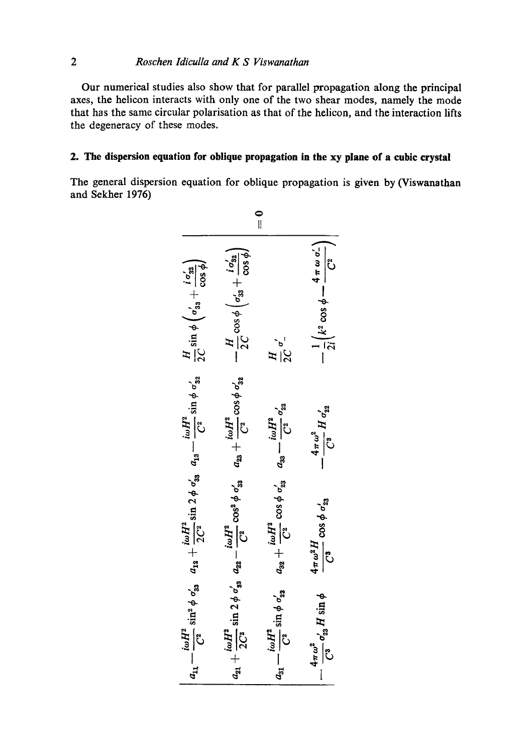Our numerical studies also show that for parallel propagation along the principal axes, the helicon interacts with only one of the two shear modes, namely the mode that has the same circular polarisation as that of the helicon, and the interaction lifts the degeneracy of these modes.

## 2. The dispersion equation for oblique propagation in the xy plane of a cubic crystal

The general dispersion equation for oblique propagation is given by (Viswanathan and Sekher 1976)

$$
\begin{vmatrix}
a_{11} - \dfrac{i\omega H^2}{C^2}\sin^2\phi\,\sigma'_{33} & a_{12} + \dfrac{i\omega H^2}{2C^2}\sin 2\phi\,\sigma'_{33} & a_{13} - \dfrac{i\omega H^2}{C^2}\sin\phi\,\sigma'_{32} & \dfrac{H}{2C}\sin\phi\left(\sigma'_{33} + \dfrac{i\sigma'_{32}}{\cos\phi}\right) \\
a_{21} + \dfrac{i\omega H^2}{2C^2}\sin 2\phi\,\sigma'_{33} & a_{22} - \dfrac{i\omega H^2}{C^2}\cos^2\phi\,\sigma'_{33} & a_{23} + \dfrac{i\omega H^2}{C^2}\cos\phi\,\sigma'_{32} & -\dfrac{H}{2C}\cos\phi\left(\sigma'_{33} + \dfrac{i\sigma'_{32}}{\cos\phi}\right) \\
a_{31} - \dfrac{i\omega H^2}{C^2}\sin\phi\,\sigma'_{23} & a_{32} + \dfrac{i\omega H^2}{C^2}\cos\phi\,\sigma'_{23} & a_{33} - \dfrac{i\omega H^2}{C^2}\sigma'_{22} & \dfrac{H}{2C}\sigma'_{-} \\
-\dfrac{4\pi\omega^2}{C^3}\sigma'_{23} H\sin\phi & \dfrac{4\pi\omega^2 H}{C^3}\cos\phi\,\sigma'_{23} & -\dfrac{4\pi\omega^2}{C^3}H\sigma'_{22} & -\dfrac{1}{2i}\left(k^2\cos\phi - \dfrac{4\pi\omega\sigma'_{-}}{C^2}\right)
\end{vmatrix} = 0
$$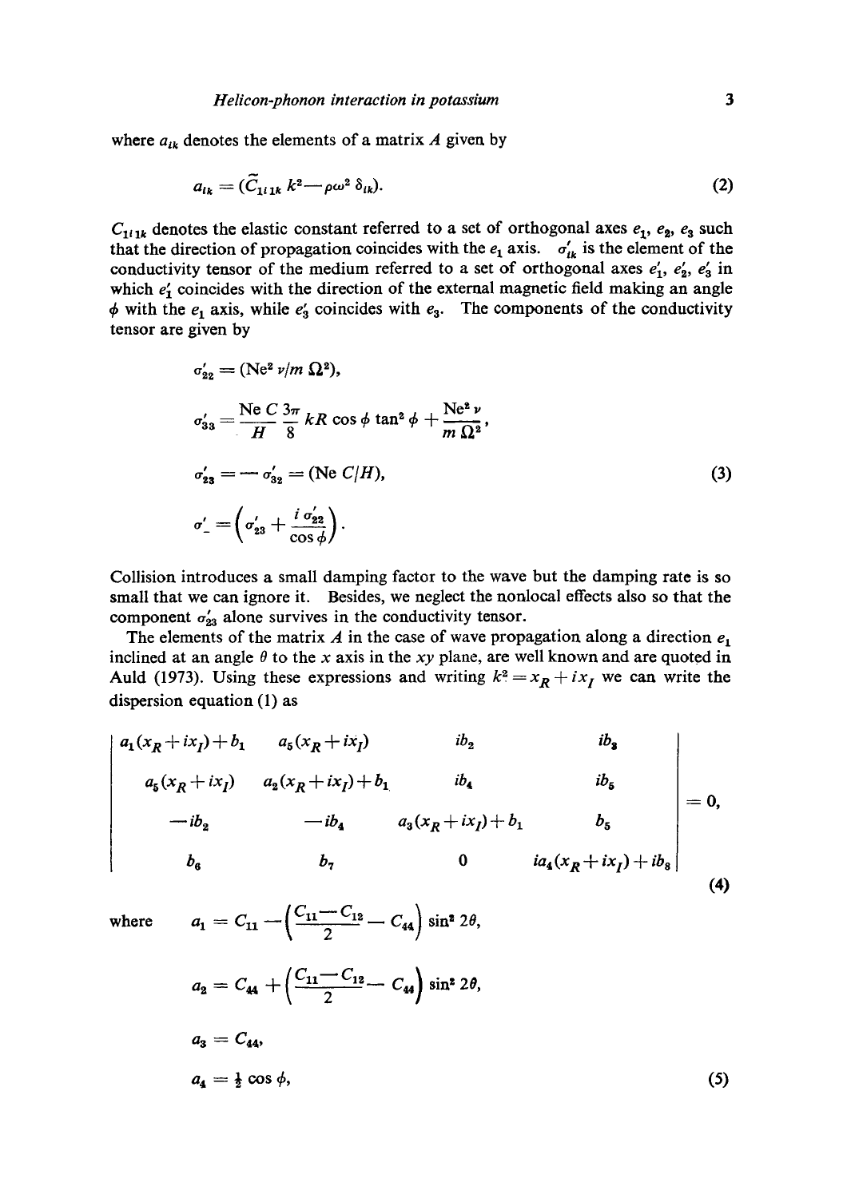where $a_{ik}$ denotes the elements of a matrix $A$ given by

$$a_{ik} = (\widetilde{C}_{1i1k}\, k^2 - \rho\omega^2\, \delta_{ik}). \tag{2}$$

$C_{1i1k}$ denotes the elastic constant referred to a set of orthogonal axes $e_1$, $e_2$, $e_3$ such that the direction of propagation coincides with the $e_1$ axis. $\sigma'_{ik}$ is the element of the conductivity tensor of the medium referred to a set of orthogonal axes $e'_1$, $e'_2$, $e'_3$ in which $e'_1$ coincides with the direction of the external magnetic field making an angle $\phi$ with the $e_1$ axis, while $e'_3$ coincides with $e_3$. The components of the conductivity tensor are given by

$$\begin{aligned}
\sigma'_{22} &= (\mathrm{Ne}^2\, \nu / m\, \Omega^2), \\
\sigma'_{33} &= \frac{\mathrm{Ne}\, C}{H}\, \frac{3\pi}{8}\, kR \cos\phi \tan^2\phi + \frac{\mathrm{Ne}^2\, \nu}{m\, \Omega^2}, \\
\sigma'_{23} &= -\sigma'_{32} = (\mathrm{Ne}\, C/H), \\
\sigma'_{-} &= \left(\sigma'_{23} + \frac{i\, \sigma'_{22}}{\cos\phi}\right).
\end{aligned} \tag{3}$$

Collision introduces a small damping factor to the wave but the damping rate is so small that we can ignore it. Besides, we neglect the nonlocal effects also so that the component $\sigma'_{23}$ alone survives in the conductivity tensor.

The elements of the matrix $A$ in the case of wave propagation along a direction $e_1$ inclined at an angle $\theta$ to the $x$ axis in the $xy$ plane, are well known and are quoted in Auld (1973). Using these expressions and writing $k^2 = x_R + i x_I$ we can write the dispersion equation (1) as

$$\begin{vmatrix}
a_1(x_R + ix_I) + b_1 & a_5(x_R + ix_I) & ib_2 & ib_3 \\
a_5(x_R + ix_I) & a_2(x_R + ix_I) + b_1 & ib_4 & ib_5 \\
-ib_2 & -ib_4 & a_3(x_R + ix_I) + b_1 & b_5 \\
b_6 & b_7 & 0 & ia_4(x_R + ix_I) + ib_8
\end{vmatrix} = 0, \tag{4}$$

where

$$\begin{aligned}
a_1 &= C_{11} - \left(\frac{C_{11} - C_{12}}{2} - C_{44}\right) \sin^2 2\theta, \\
a_2 &= C_{44} + \left(\frac{C_{11} - C_{12}}{2} - C_{44}\right) \sin^2 2\theta, \\
a_3 &= C_{44}, \\
a_4 &= \tfrac{1}{2} \cos\phi,
\end{aligned} \tag{5}$$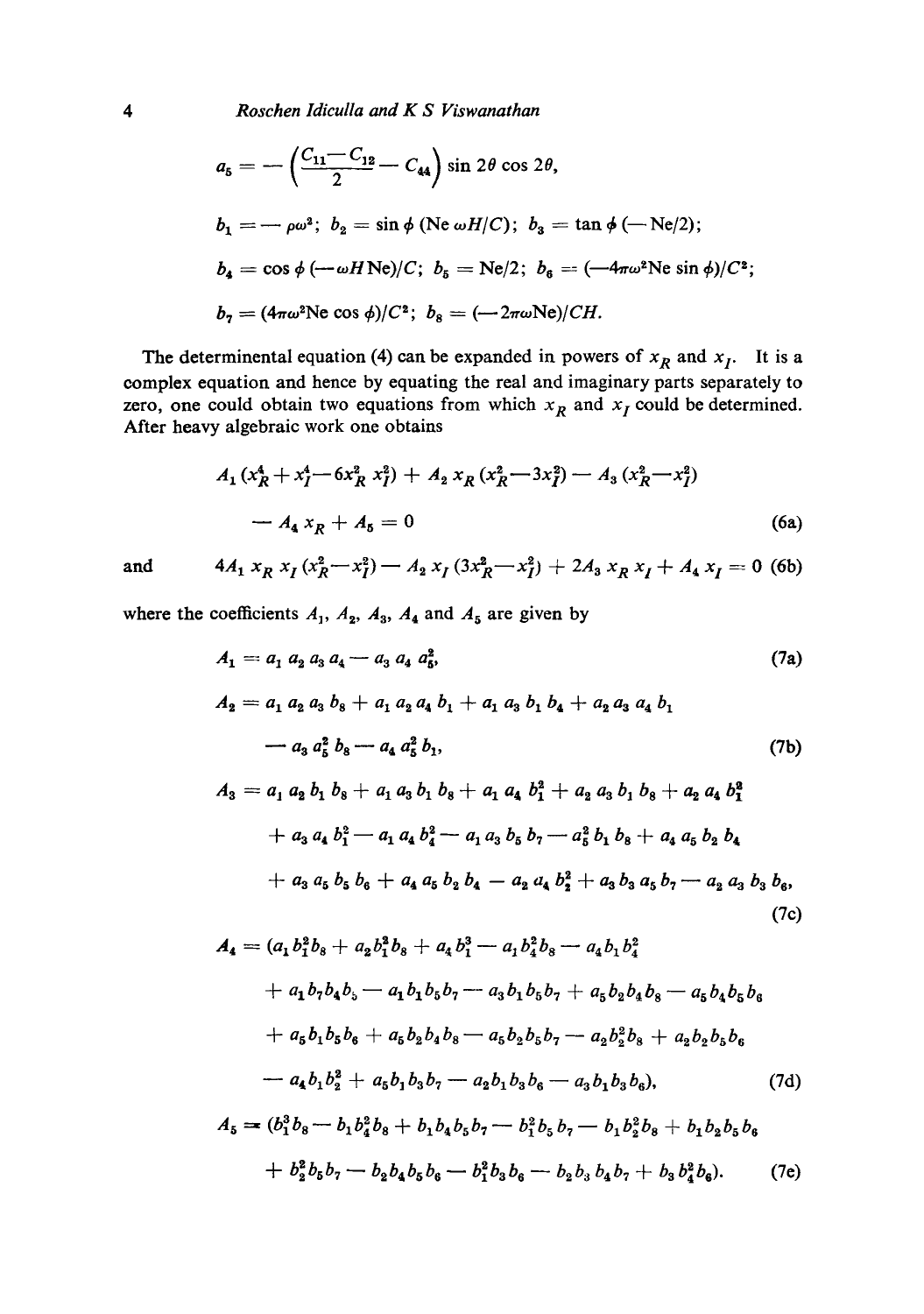$$a_5 = -\left(\frac{C_{11} - C_{12}}{2} - C_{44}\right) \sin 2\theta \cos 2\theta,$$

$$b_1 = -\rho\omega^2; \; b_2 = \sin\phi\,(\text{Ne}\,\omega H/C); \; b_3 = \tan\phi\,(-\text{Ne}/2);$$

$$b_4 = \cos\phi\,(-\omega H\,\text{Ne})/C; \; b_5 = \text{Ne}/2; \; b_6 = (-4\pi\omega^2\text{Ne}\sin\phi)/C^2;$$

$$b_7 = (4\pi\omega^2\text{Ne}\cos\phi)/C^2; \; b_8 = (-2\pi\omega\text{Ne})/CH.$$

The determinental equation (4) can be expanded in powers of $x_R$ and $x_I$. It is a complex equation and hence by equating the real and imaginary parts separately to zero, one could obtain two equations from which $x_R$ and $x_I$ could be determined. After heavy algebraic work one obtains

$$A_1 (x_R^4 + x_I^4 - 6x_R^2 x_I^2) + A_2 x_R (x_R^2 - 3x_I^2) - A_3 (x_R^2 - x_I^2) - A_4 x_R + A_5 = 0 \tag{6a}$$

and

$$4A_1 x_R x_I (x_R^2 - x_I^2) - A_2 x_I (3x_R^2 - x_I^2) + 2A_3 x_R x_I + A_4 x_I = 0 \tag{6b}$$

where the coefficients $A_1$, $A_2$, $A_3$, $A_4$ and $A_5$ are given by

$$A_1 = a_1 a_2 a_3 a_4 - a_3 a_4 a_5^2, \tag{7a}$$

$$A_2 = a_1 a_2 a_3 b_8 + a_1 a_2 a_4 b_1 + a_1 a_3 b_1 b_4 + a_2 a_3 a_4 b_1 - a_3 a_5^2 b_8 - a_4 a_5^2 b_1, \tag{7b}$$

$$\begin{aligned} A_3 = {} & a_1 a_2 b_1 b_8 + a_1 a_3 b_1 b_8 + a_1 a_4 b_1^2 + a_2 a_3 b_1 b_8 + a_2 a_4 b_1^2 \\ & + a_3 a_4 b_1^2 - a_1 a_4 b_4^2 - a_1 a_3 b_5 b_7 - a_5^2 b_1 b_8 + a_4 a_5 b_2 b_4 \\ & + a_3 a_5 b_5 b_6 + a_4 a_5 b_2 b_4 - a_2 a_4 b_2^2 + a_3 b_3 a_5 b_7 - a_2 a_3 b_3 b_6, \end{aligned} \tag{7c}$$

$$\begin{aligned} A_4 = {} & (a_1 b_1^2 b_8 + a_2 b_1^2 b_8 + a_4 b_1^3 - a_1 b_4^2 b_8 - a_4 b_1 b_4^2 \\ & + a_1 b_7 b_4 b_5 - a_1 b_1 b_5 b_7 - a_3 b_1 b_5 b_7 + a_5 b_2 b_4 b_8 - a_5 b_4 b_5 b_6 \\ & + a_5 b_1 b_5 b_6 + a_5 b_2 b_4 b_8 - a_5 b_2 b_5 b_7 - a_2 b_2^2 b_8 + a_2 b_2 b_5 b_6 \\ & - a_4 b_1 b_2^2 + a_5 b_1 b_3 b_7 - a_2 b_1 b_3 b_6 - a_3 b_1 b_3 b_6), \end{aligned} \tag{7d}$$

$$\begin{aligned} A_5 = {} & (b_1^3 b_8 - b_1 b_4^2 b_8 + b_1 b_4 b_5 b_7 - b_1^2 b_5 b_7 - b_1 b_2^2 b_8 + b_1 b_2 b_5 b_6 \\ & + b_2^2 b_5 b_7 - b_2 b_4 b_5 b_6 - b_1^2 b_3 b_6 - b_2 b_3 b_4 b_7 + b_3 b_4^2 b_6). \end{aligned} \tag{7e}$$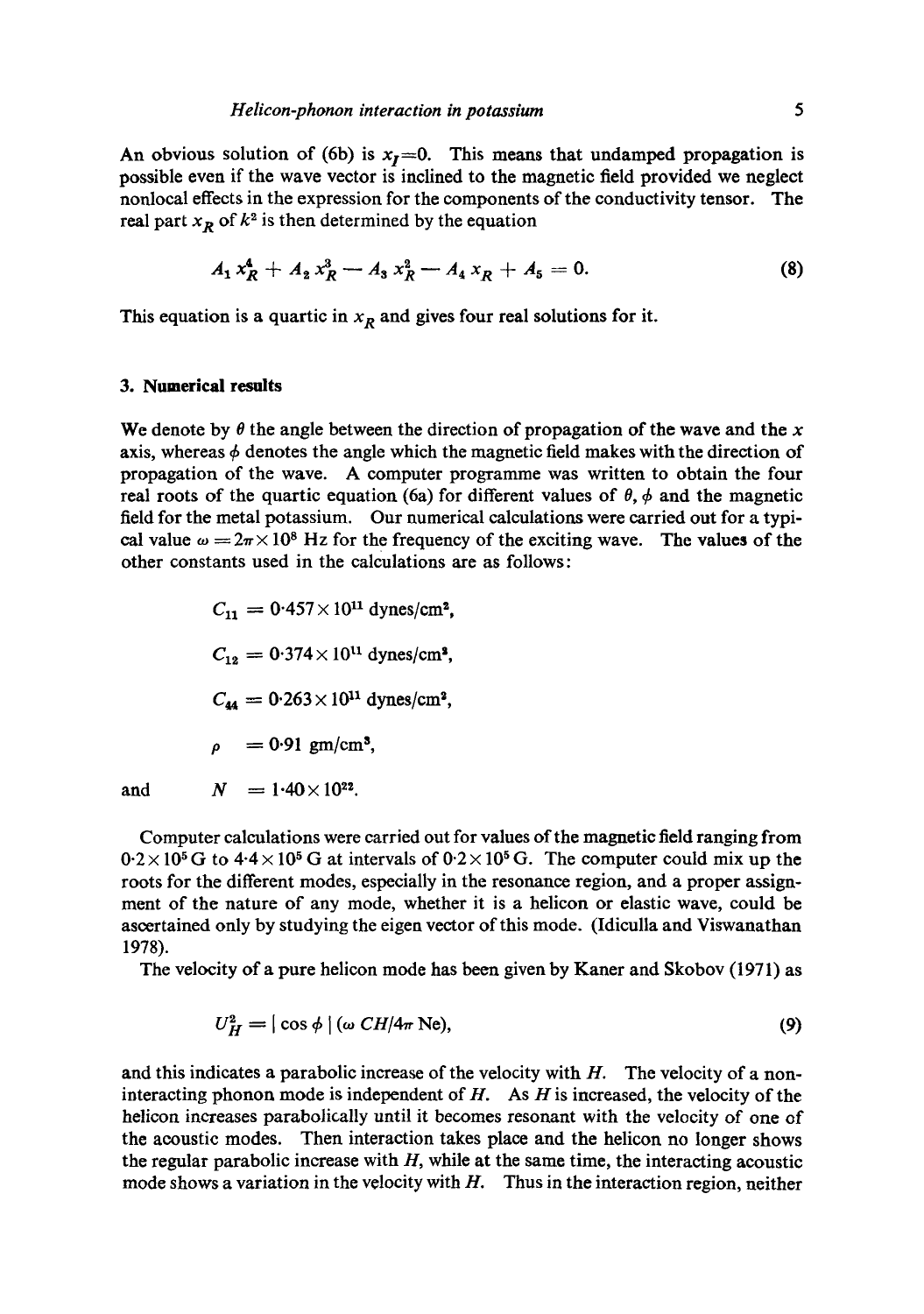An obvious solution of (6b) is $x_I=0$. This means that undamped propagation is possible even if the wave vector is inclined to the magnetic field provided we neglect nonlocal effects in the expression for the components of the conductivity tensor. The real part $x_R$ of $k^2$ is then determined by the equation

$$A_1 x_R^4 + A_2 x_R^3 - A_3 x_R^2 - A_4 x_R + A_5 = 0. \tag{8}$$

This equation is a quartic in $x_R$ and gives four real solutions for it.

### 3. Numerical results

We denote by $\theta$ the angle between the direction of propagation of the wave and the $x$ axis, whereas $\phi$ denotes the angle which the magnetic field makes with the direction of propagation of the wave. A computer programme was written to obtain the four real roots of the quartic equation (6a) for different values of $\theta$, $\phi$ and the magnetic field for the metal potassium. Our numerical calculations were carried out for a typical value $\omega = 2\pi \times 10^8$ Hz for the frequency of the exciting wave. The values of the other constants used in the calculations are as follows:

$$C_{11} = 0{\cdot}457 \times 10^{11} \text{ dynes/cm}^2,$$

$$C_{12} = 0{\cdot}374 \times 10^{11} \text{ dynes/cm}^2,$$

$$C_{44} = 0{\cdot}263 \times 10^{11} \text{ dynes/cm}^2,$$

$$\rho = 0{\cdot}91 \text{ gm/cm}^3,$$

and

$$N = 1{\cdot}40 \times 10^{22}.$$

Computer calculations were carried out for values of the magnetic field ranging from $0{\cdot}2 \times 10^5$ G to $4{\cdot}4 \times 10^5$ G at intervals of $0{\cdot}2 \times 10^5$ G. The computer could mix up the roots for the different modes, especially in the resonance region, and a proper assignment of the nature of any mode, whether it is a helicon or elastic wave, could be ascertained only by studying the eigen vector of this mode. (Idiculla and Viswanathan 1978).

The velocity of a pure helicon mode has been given by Kaner and Skobov (1971) as

$$U_H^2 = |\cos \phi| \, (\omega \, CH/4\pi \, \text{Ne}), \tag{9}$$

and this indicates a parabolic increase of the velocity with $H$. The velocity of a non-interacting phonon mode is independent of $H$. As $H$ is increased, the velocity of the helicon increases parabolically until it becomes resonant with the velocity of one of the acoustic modes. Then interaction takes place and the helicon no longer shows the regular parabolic increase with $H$, while at the same time, the interacting acoustic mode shows a variation in the velocity with $H$. Thus in the interaction region, neither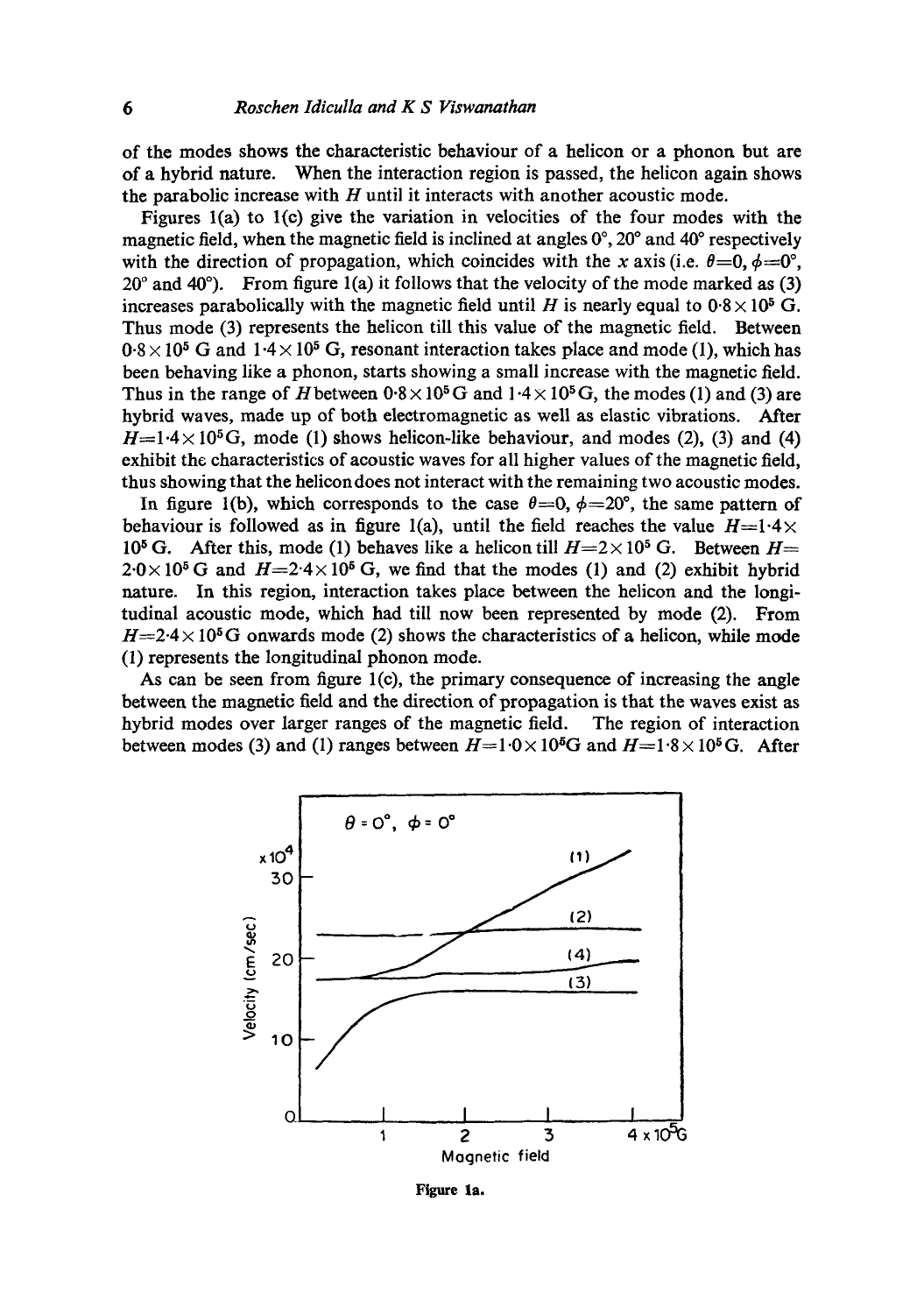of the modes shows the characteristic behaviour of a helicon or a phonon but are of a hybrid nature. When the interaction region is passed, the helicon again shows the parabolic increase with $H$ until it interacts with another acoustic mode.

Figures 1(a) to 1(c) give the variation in velocities of the four modes with the magnetic field, when the magnetic field is inclined at angles 0°, 20° and 40° respectively with the direction of propagation, which coincides with the $x$ axis (i.e. $\theta=0$, $\phi=0°$, 20° and 40°). From figure 1(a) it follows that the velocity of the mode marked as (3) increases parabolically with the magnetic field until $H$ is nearly equal to $0{\cdot}8\times10^5$ G. Thus mode (3) represents the helicon till this value of the magnetic field. Between $0{\cdot}8\times10^5$ G and $1{\cdot}4\times10^5$ G, resonant interaction takes place and mode (1), which has been behaving like a phonon, starts showing a small increase with the magnetic field. Thus in the range of $H$ between $0{\cdot}8\times10^5$ G and $1{\cdot}4\times10^5$ G, the modes (1) and (3) are hybrid waves, made up of both electromagnetic as well as elastic vibrations. After $H=1{\cdot}4\times10^5$ G, mode (1) shows helicon-like behaviour, and modes (2), (3) and (4) exhibit the characteristics of acoustic waves for all higher values of the magnetic field, thus showing that the helicon does not interact with the remaining two acoustic modes.

In figure 1(b), which corresponds to the case $\theta=0$, $\phi=20°$, the same pattern of behaviour is followed as in figure 1(a), until the field reaches the value $H=1{\cdot}4\times10^5$ G. After this, mode (1) behaves like a helicon till $H=2\times10^5$ G. Between $H=2{\cdot}0\times10^5$ G and $H=2{\cdot}4\times10^5$ G, we find that the modes (1) and (2) exhibit hybrid nature. In this region, interaction takes place between the helicon and the longitudinal acoustic mode, which had till now been represented by mode (2). From $H=2{\cdot}4\times10^5$ G onwards mode (2) shows the characteristics of a helicon, while mode (1) represents the longitudinal phonon mode.

As can be seen from figure 1(c), the primary consequence of increasing the angle between the magnetic field and the direction of propagation is that the waves exist as hybrid modes over larger ranges of the magnetic field. The region of interaction between modes (3) and (1) ranges between $H=1{\cdot}0\times10^5$ G and $H=1{\cdot}8\times10^5$ G. After

Figure 1a.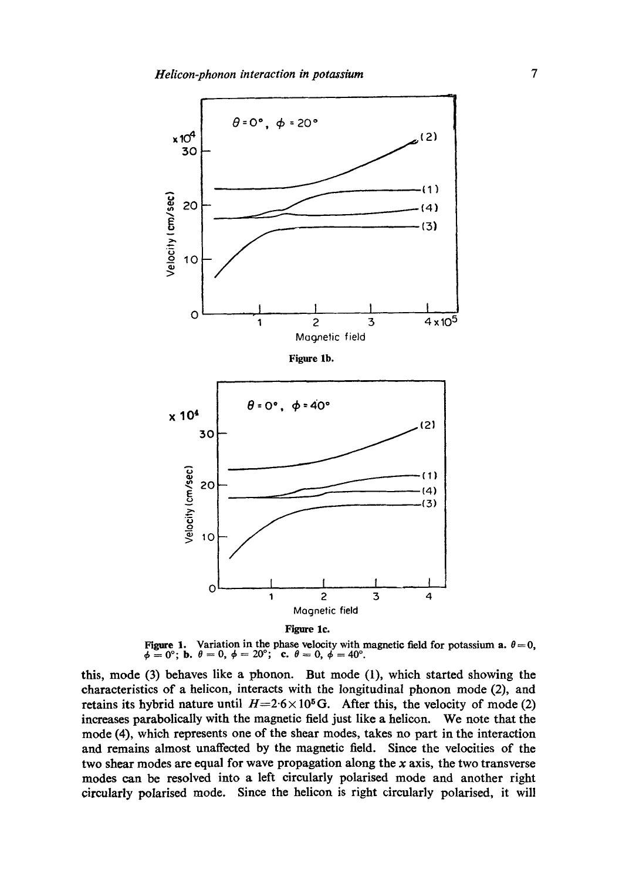Figure 1b.

Figure 1c.

**Figure 1.** Variation in the phase velocity with magnetic field for potassium **a.** $\theta = 0$, $\phi = 0°$; **b.** $\theta = 0$, $\phi = 20°$; **c.** $\theta = 0$, $\phi = 40°$.

this, mode (3) behaves like a phonon. But mode (1), which started showing the characteristics of a helicon, interacts with the longitudinal phonon mode (2), and retains its hybrid nature until $H = 2{\cdot}6 \times 10^5$ G. After this, the velocity of mode (2) increases parabolically with the magnetic field just like a helicon. We note that the mode (4), which represents one of the shear modes, takes no part in the interaction and remains almost unaffected by the magnetic field. Since the velocities of the two shear modes are equal for wave propagation along the $x$ axis, the two transverse modes can be resolved into a left circularly polarised mode and another right circularly polarised mode. Since the helicon is right circularly polarised, it will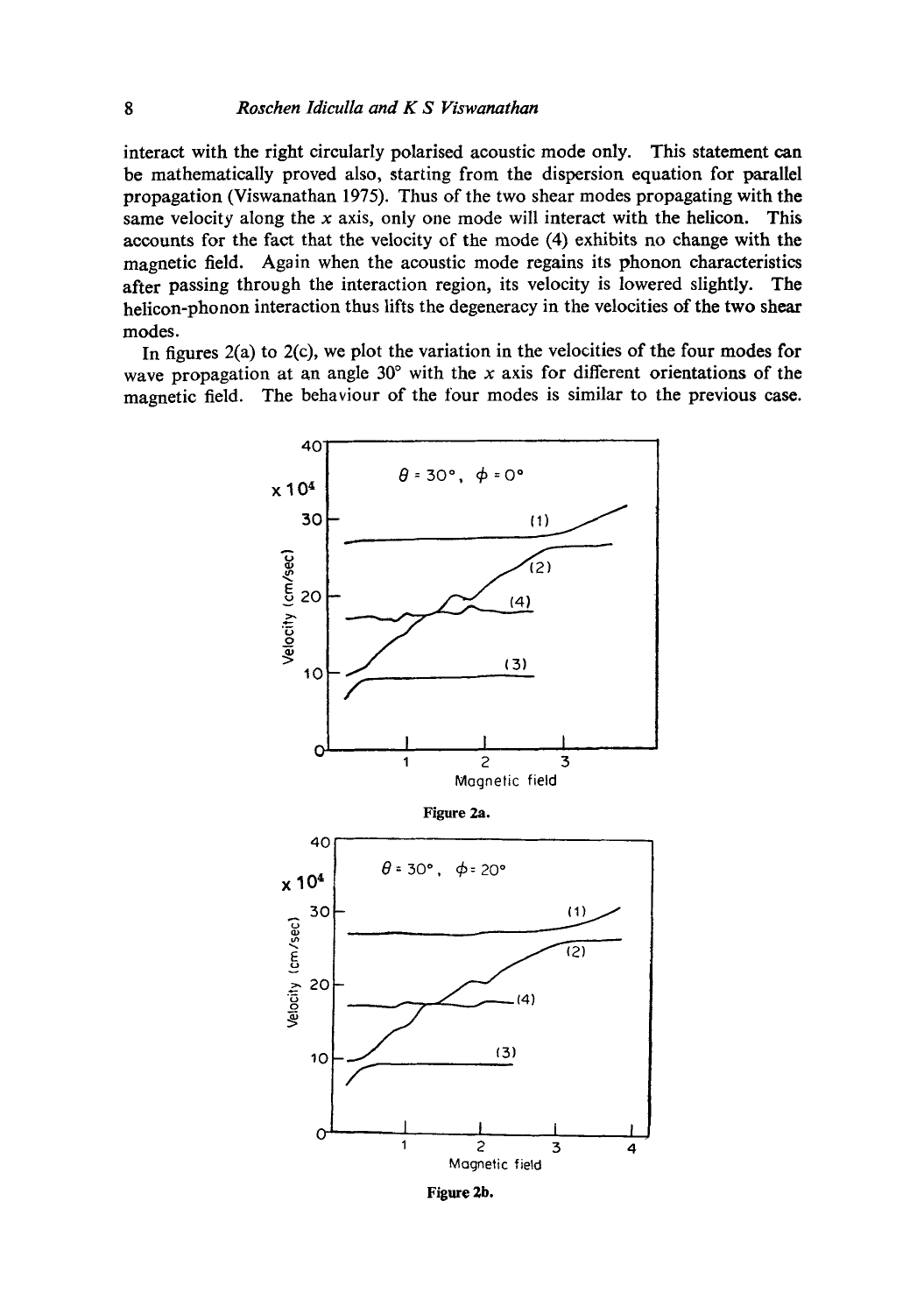interact with the right circularly polarised acoustic mode only. This statement can be mathematically proved also, starting from the dispersion equation for parallel propagation (Viswanathan 1975). Thus of the two shear modes propagating with the same velocity along the $x$ axis, only one mode will interact with the helicon. This accounts for the fact that the velocity of the mode (4) exhibits no change with the magnetic field. Again when the acoustic mode regains its phonon characteristics after passing through the interaction region, its velocity is lowered slightly. The helicon-phonon interaction thus lifts the degeneracy in the velocities of the two shear modes.

In figures 2(a) to 2(c), we plot the variation in the velocities of the four modes for wave propagation at an angle 30° with the $x$ axis for different orientations of the magnetic field. The behaviour of the four modes is similar to the previous case.

**Figure 2a.**

**Figure 2b.**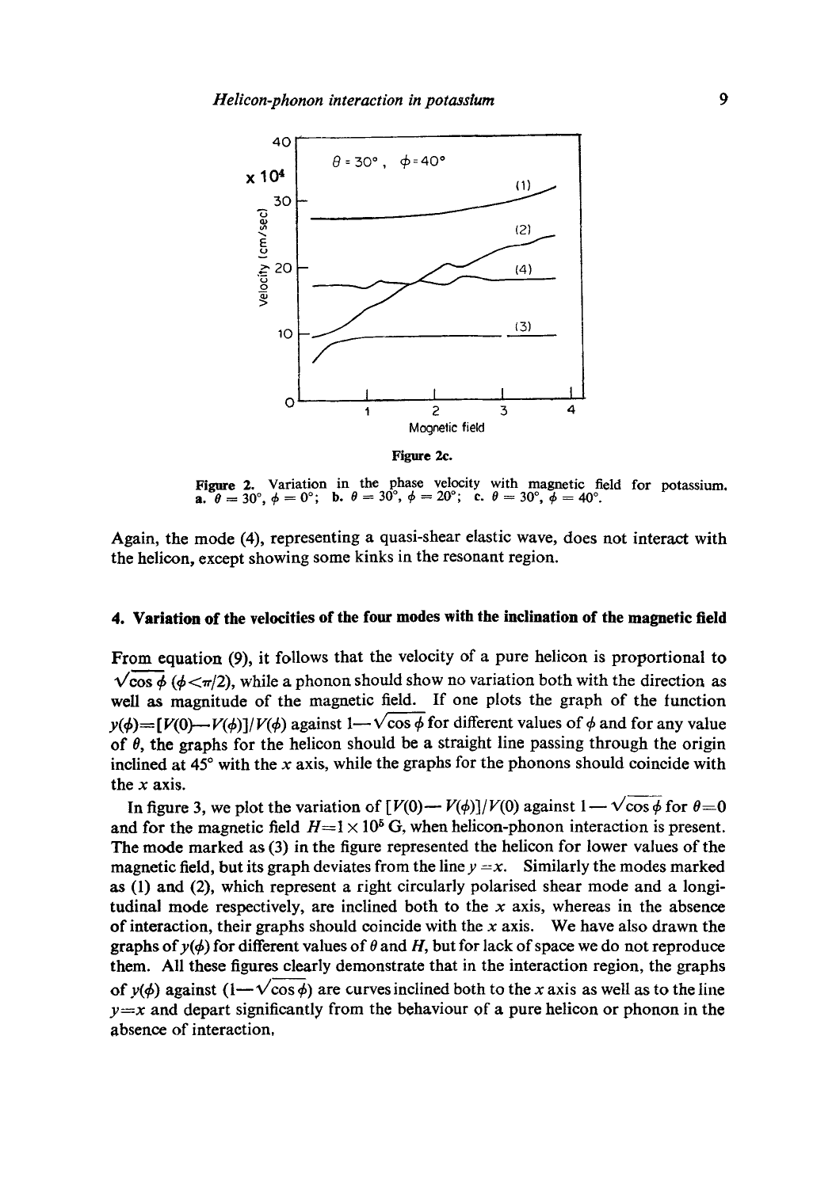Figure 2c.

Figure 2. Variation in the phase velocity with magnetic field for potassium. a. $\theta = 30°$, $\phi = 0°$; b. $\theta = 30°$, $\phi = 20°$; c. $\theta = 30°$, $\phi = 40°$.

Again, the mode (4), representing a quasi-shear elastic wave, does not interact with the helicon, except showing some kinks in the resonant region.

## 4. Variation of the velocities of the four modes with the inclination of the magnetic field

From equation (9), it follows that the velocity of a pure helicon is proportional to $\sqrt{\cos\phi}$ ($\phi < \pi/2$), while a phonon should show no variation both with the direction as well as magnitude of the magnetic field. If one plots the graph of the function $y(\phi) = [V(0) - V(\phi)]/V(\phi)$ against $1 - \sqrt{\cos\phi}$ for different values of $\phi$ and for any value of $\theta$, the graphs for the helicon should be a straight line passing through the origin inclined at 45° with the $x$ axis, while the graphs for the phonons should coincide with the $x$ axis.

In figure 3, we plot the variation of $[V(0) - V(\phi)]/V(0)$ against $1 - \sqrt{\cos\phi}$ for $\theta = 0$ and for the magnetic field $H = 1 \times 10^5$ G, when helicon-phonon interaction is present. The mode marked as (3) in the figure represented the helicon for lower values of the magnetic field, but its graph deviates from the line $y = x$. Similarly the modes marked as (1) and (2), which represent a right circularly polarised shear mode and a longitudinal mode respectively, are inclined both to the $x$ axis, whereas in the absence of interaction, their graphs should coincide with the $x$ axis. We have also drawn the graphs of $y(\phi)$ for different values of $\theta$ and $H$, but for lack of space we do not reproduce them. All these figures clearly demonstrate that in the interaction region, the graphs of $y(\phi)$ against $(1 - \sqrt{\cos\phi})$ are curves inclined both to the $x$ axis as well as to the line $y = x$ and depart significantly from the behaviour of a pure helicon or phonon in the absence of interaction.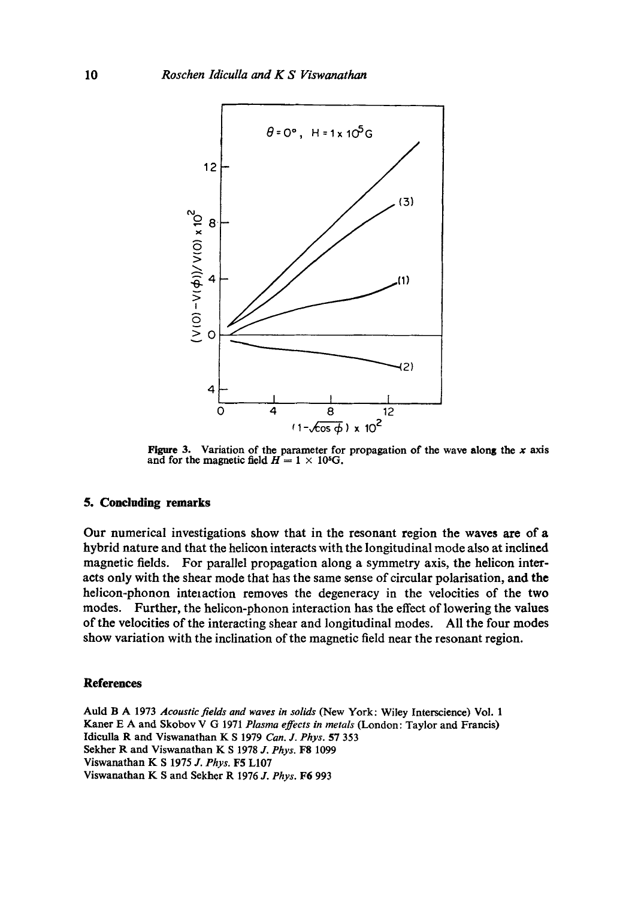$\theta = 0°$, $H = 1 \times 10^5$G

12

8

4

0

4

$(V(0) - V(\phi))/V(0) \times 10^2$

(3)

(1)

(2)

0 4 8 12

$(1 - \sqrt{\cos \phi}) \times 10^2$

**Figure 3.** Variation of the parameter for propagation of the wave along the $x$ axis and for the magnetic field $H = 1 \times 10^5$G.

## 5. Concluding remarks

Our numerical investigations show that in the resonant region the waves are of a hybrid nature and that the helicon interacts with the longitudinal mode also at inclined magnetic fields. For parallel propagation along a symmetry axis, the helicon interacts only with the shear mode that has the same sense of circular polarisation, and the helicon-phonon inteıaction removes the degeneracy in the velocities of the two modes. Further, the helicon-phonon interaction has the effect of lowering the values of the velocities of the interacting shear and longitudinal modes. All the four modes show variation with the inclination of the magnetic field near the resonant region.

## References

Auld B A 1973 *Acoustic fields and waves in solids* (New York: Wiley Interscience) Vol. 1

Kaner E A and Skobov V G 1971 *Plasma effects in metals* (London: Taylor and Francis)

Idiculla R and Viswanathan K S 1979 *Can. J. Phys.* **57** 353

Sekher R and Viswanathan K S 1978 *J. Phys.* **F8** 1099

Viswanathan K S 1975 *J. Phys.* **F5** L107

Viswanathan K S and Sekher R 1976 *J. Phys.* **F6** 993